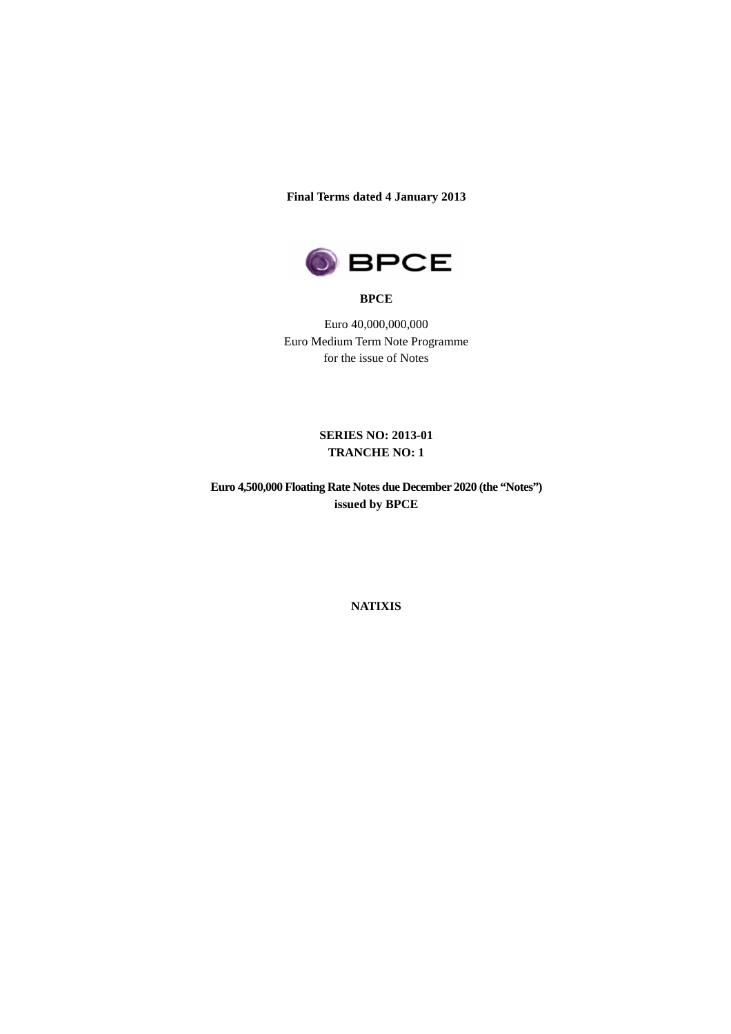**Final Terms dated 4 January 2013**

**BPCE**

Euro 40,000,000,000
Euro Medium Term Note Programme
for the issue of Notes

**SERIES NO: 2013-01**
**TRANCHE NO: 1**

**Euro 4,500,000 Floating Rate Notes due December 2020 (the "Notes")**
**issued by BPCE**

**NATIXIS**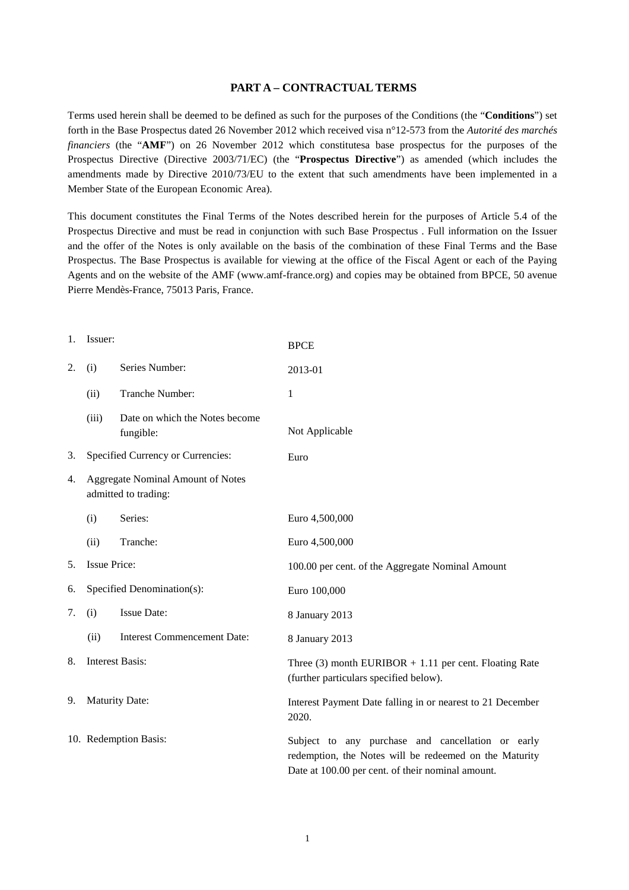## PART A – CONTRACTUAL TERMS

Terms used herein shall be deemed to be defined as such for the purposes of the Conditions (the "**Conditions**") set forth in the Base Prospectus dated 26 November 2012 which received visa n°12-573 from the *Autorité des marchés financiers* (the "**AMF**") on 26 November 2012 which constitutesa base prospectus for the purposes of the Prospectus Directive (Directive 2003/71/EC) (the "**Prospectus Directive**") as amended (which includes the amendments made by Directive 2010/73/EU to the extent that such amendments have been implemented in a Member State of the European Economic Area).

This document constitutes the Final Terms of the Notes described herein for the purposes of Article 5.4 of the Prospectus Directive and must be read in conjunction with such Base Prospectus . Full information on the Issuer and the offer of the Notes is only available on the basis of the combination of these Final Terms and the Base Prospectus. The Base Prospectus is available for viewing at the office of the Fiscal Agent or each of the Paying Agents and on the website of the AMF (www.amf-france.org) and copies may be obtained from BPCE, 50 avenue Pierre Mendès-France, 75013 Paris, France.

| | | | |
|---|---|---|---|
| 1. | Issuer: | | BPCE |
| 2. | (i) | Series Number: | 2013-01 |
| | (ii) | Tranche Number: | 1 |
| | (iii) | Date on which the Notes become fungible: | Not Applicable |
| 3. | Specified Currency or Currencies: | | Euro |
| 4. | Aggregate Nominal Amount of Notes admitted to trading: | | |
| | (i) | Series: | Euro 4,500,000 |
| | (ii) | Tranche: | Euro 4,500,000 |
| 5. | Issue Price: | | 100.00 per cent. of the Aggregate Nominal Amount |
| 6. | Specified Denomination(s): | | Euro 100,000 |
| 7. | (i) | Issue Date: | 8 January 2013 |
| | (ii) | Interest Commencement Date: | 8 January 2013 |
| 8. | Interest Basis: | | Three (3) month EURIBOR + 1.11 per cent. Floating Rate (further particulars specified below). |
| 9. | Maturity Date: | | Interest Payment Date falling in or nearest to 21 December 2020. |
| 10. | Redemption Basis: | | Subject to any purchase and cancellation or early redemption, the Notes will be redeemed on the Maturity Date at 100.00 per cent. of their nominal amount. |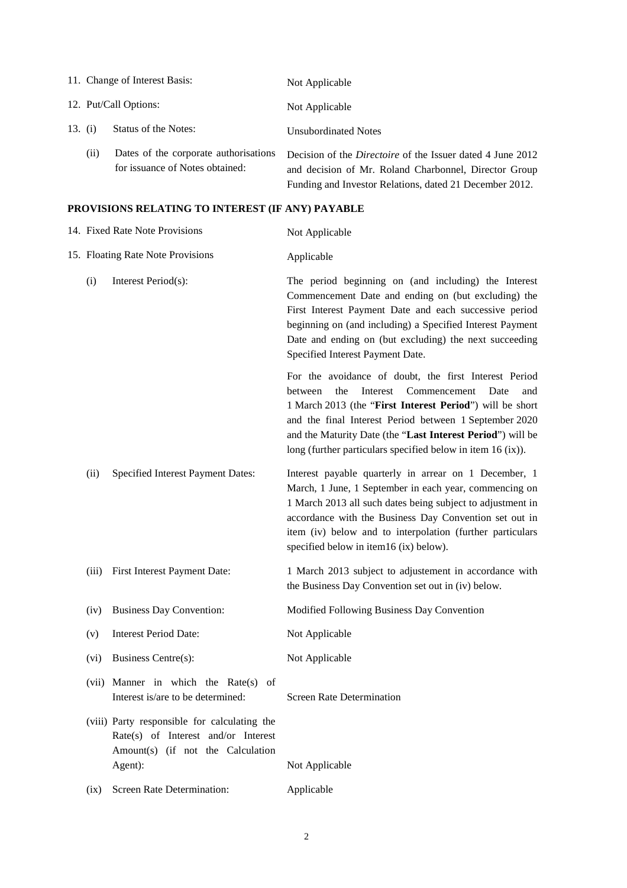| | | |
|---|---|---|
| 11. | Change of Interest Basis: | Not Applicable |
| 12. | Put/Call Options: | Not Applicable |
| 13. (i) | Status of the Notes: | Unsubordinated Notes |
| (ii) | Dates of the corporate authorisations for issuance of Notes obtained: | Decision of the *Directoire* of the Issuer dated 4 June 2012 and decision of Mr. Roland Charbonnel, Director Group Funding and Investor Relations, dated 21 December 2012. |

**PROVISIONS RELATING TO INTEREST (IF ANY) PAYABLE**

| | | |
|---|---|---|
| 14. | Fixed Rate Note Provisions | Not Applicable |
| 15. | Floating Rate Note Provisions | Applicable |
| (i) | Interest Period(s): | The period beginning on (and including) the Interest Commencement Date and ending on (but excluding) the First Interest Payment Date and each successive period beginning on (and including) a Specified Interest Payment Date and ending on (but excluding) the next succeeding Specified Interest Payment Date.<br><br>For the avoidance of doubt, the first Interest Period between the Interest Commencement Date and 1 March 2013 (the "**First Interest Period**") will be short and the final Interest Period between 1 September 2020 and the Maturity Date (the "**Last Interest Period**") will be long (further particulars specified below in item 16 (ix)). |
| (ii) | Specified Interest Payment Dates: | Interest payable quarterly in arrear on 1 December, 1 March, 1 June, 1 September in each year, commencing on 1 March 2013 all such dates being subject to adjustment in accordance with the Business Day Convention set out in item (iv) below and to interpolation (further particulars specified below in item16 (ix) below). |
| (iii) | First Interest Payment Date: | 1 March 2013 subject to adjustement in accordance with the Business Day Convention set out in (iv) below. |
| (iv) | Business Day Convention: | Modified Following Business Day Convention |
| (v) | Interest Period Date: | Not Applicable |
| (vi) | Business Centre(s): | Not Applicable |
| (vii) | Manner in which the Rate(s) of Interest is/are to be determined: | Screen Rate Determination |
| (viii) | Party responsible for calculating the Rate(s) of Interest and/or Interest Amount(s) (if not the Calculation Agent): | Not Applicable |
| (ix) | Screen Rate Determination: | Applicable |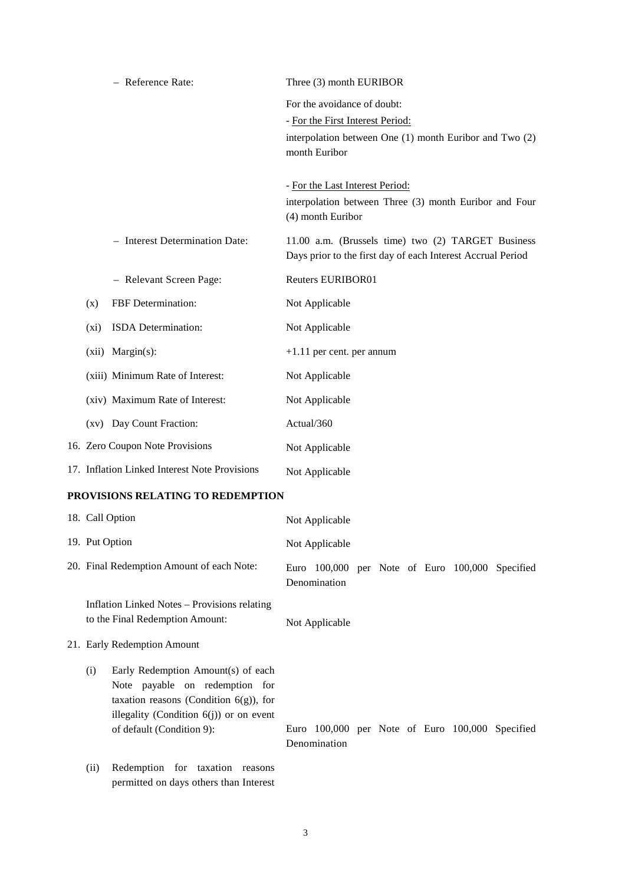| | |
|---|---|
| – Reference Rate: | Three (3) month EURIBOR<br><br>For the avoidance of doubt:<br>- For the First Interest Period:<br>interpolation between One (1) month Euribor and Two (2) month Euribor<br><br>- For the Last Interest Period:<br>interpolation between Three (3) month Euribor and Four (4) month Euribor |
| – Interest Determination Date: | 11.00 a.m. (Brussels time) two (2) TARGET Business Days prior to the first day of each Interest Accrual Period |
| – Relevant Screen Page: | Reuters EURIBOR01 |
| (x) FBF Determination: | Not Applicable |
| (xi) ISDA Determination: | Not Applicable |
| (xii) Margin(s): | +1.11 per cent. per annum |
| (xiii) Minimum Rate of Interest: | Not Applicable |
| (xiv) Maximum Rate of Interest: | Not Applicable |
| (xv) Day Count Fraction: | Actual/360 |
| 16. Zero Coupon Note Provisions | Not Applicable |
| 17. Inflation Linked Interest Note Provisions | Not Applicable |

**PROVISIONS RELATING TO REDEMPTION**

| | |
|---|---|
| 18. Call Option | Not Applicable |
| 19. Put Option | Not Applicable |
| 20. Final Redemption Amount of each Note: | Euro 100,000 per Note of Euro 100,000 Specified Denomination |
| Inflation Linked Notes – Provisions relating to the Final Redemption Amount: | Not Applicable |
| 21. Early Redemption Amount | |
| (i) Early Redemption Amount(s) of each Note payable on redemption for taxation reasons (Condition 6(g)), for illegality (Condition 6(j)) or on event of default (Condition 9): | Euro 100,000 per Note of Euro 100,000 Specified Denomination |
| (ii) Redemption for taxation reasons permitted on days others than Interest | |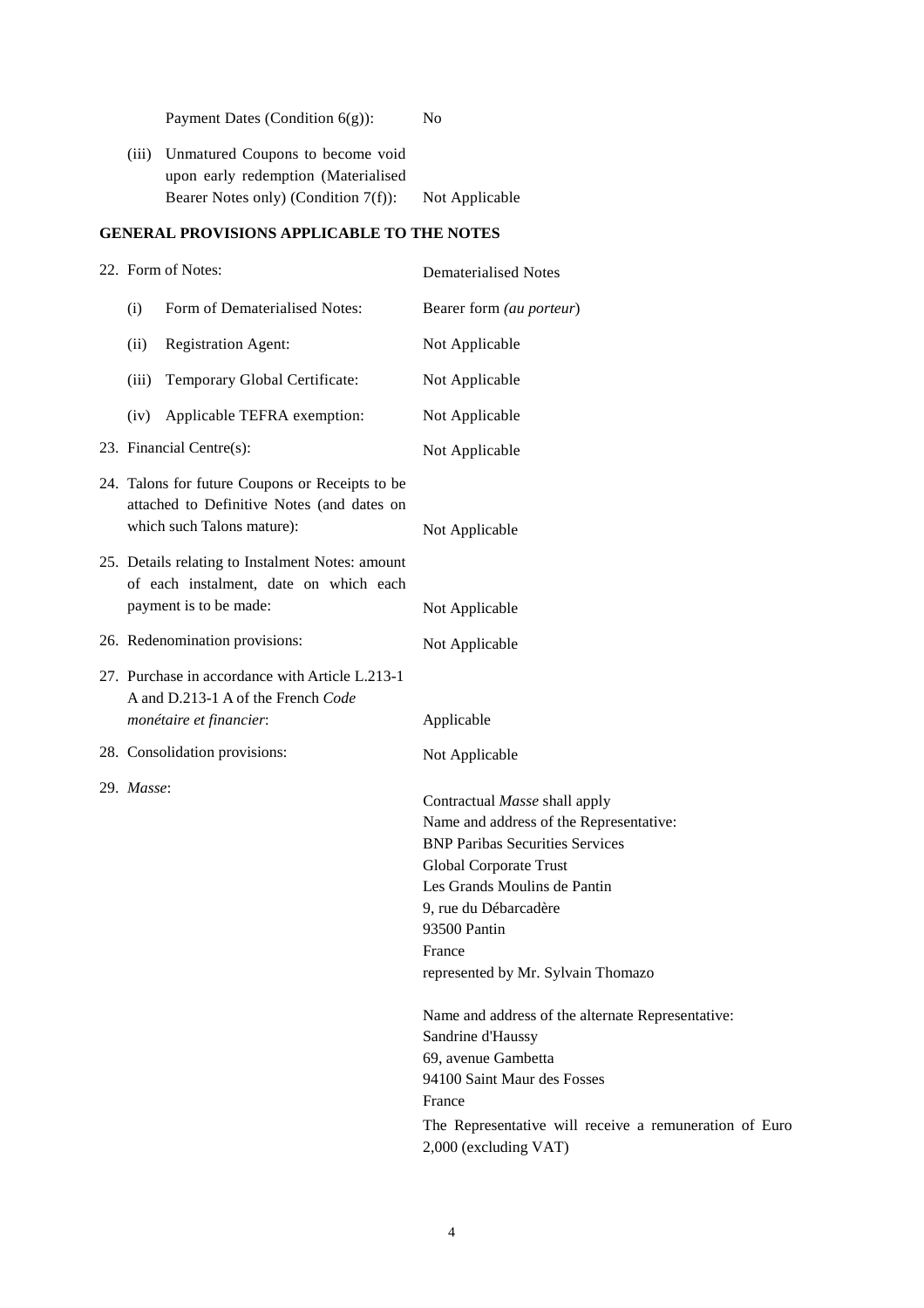| | | |
|---|---|---|
| | Payment Dates (Condition 6(g)): | No |
| (iii) | Unmatured Coupons to become void upon early redemption (Materialised Bearer Notes only) (Condition 7(f)): | Not Applicable |

## GENERAL PROVISIONS APPLICABLE TO THE NOTES

| | | |
|---|---|---|
| 22. Form of Notes: | | Dematerialised Notes |
| | (i) Form of Dematerialised Notes: | Bearer form *(au porteur)* |
| | (ii) Registration Agent: | Not Applicable |
| | (iii) Temporary Global Certificate: | Not Applicable |
| | (iv) Applicable TEFRA exemption: | Not Applicable |
| 23. Financial Centre(s): | | Not Applicable |
| 24. Talons for future Coupons or Receipts to be attached to Definitive Notes (and dates on which such Talons mature): | | Not Applicable |
| 25. Details relating to Instalment Notes: amount of each instalment, date on which each payment is to be made: | | Not Applicable |
| 26. Redenomination provisions: | | Not Applicable |
| 27. Purchase in accordance with Article L.213-1 A and D.213-1 A of the French *Code monétaire et financier*: | | Applicable |
| 28. Consolidation provisions: | | Not Applicable |
| 29. *Masse*: | | Contractual *Masse* shall apply<br>Name and address of the Representative:<br>BNP Paribas Securities Services<br>Global Corporate Trust<br>Les Grands Moulins de Pantin<br>9, rue du Débarcadère<br>93500 Pantin<br>France<br>represented by Mr. Sylvain Thomazo<br><br>Name and address of the alternate Representative:<br>Sandrine d'Haussy<br>69, avenue Gambetta<br>94100 Saint Maur des Fosses<br>France<br>The Representative will receive a remuneration of Euro 2,000 (excluding VAT) |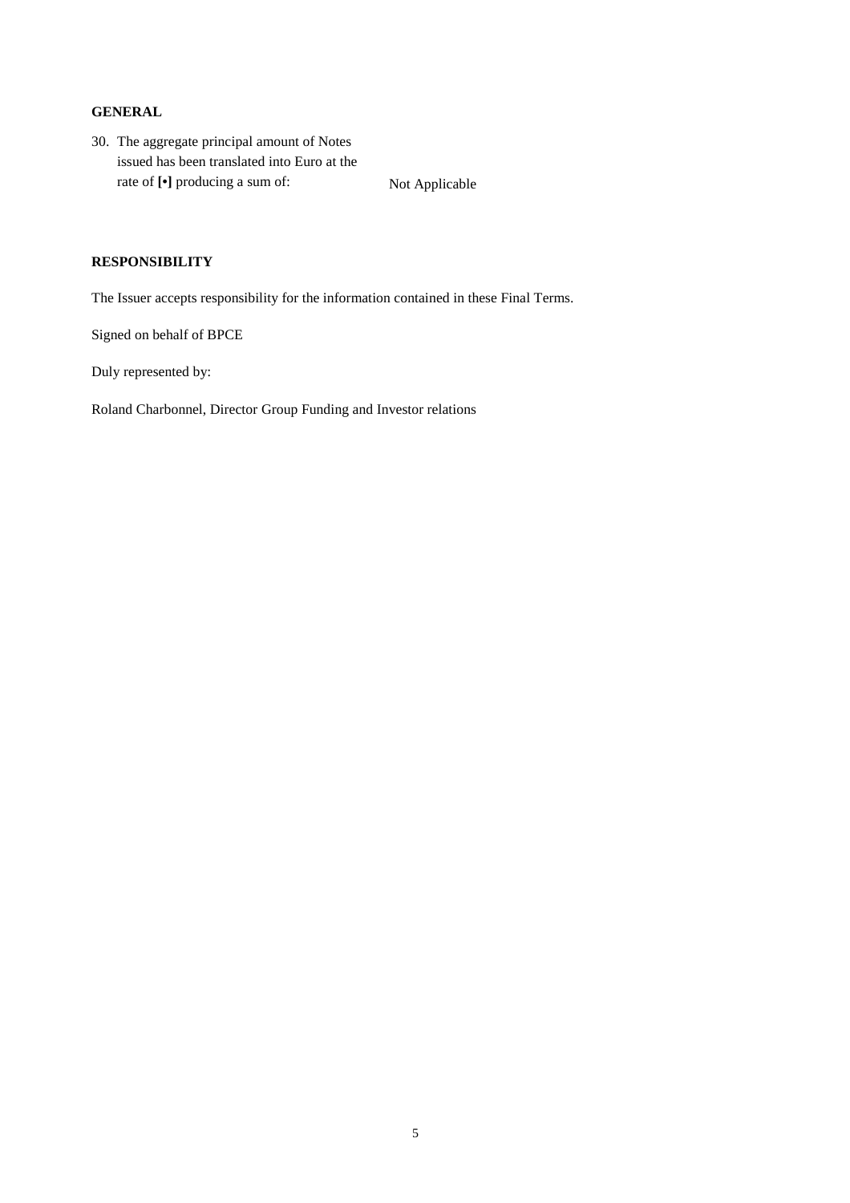**GENERAL**

| | |
|---|---|
| 30. The aggregate principal amount of Notes issued has been translated into Euro at the rate of **[•]** producing a sum of: | Not Applicable |

**RESPONSIBILITY**

The Issuer accepts responsibility for the information contained in these Final Terms.

Signed on behalf of BPCE

Duly represented by:

Roland Charbonnel, Director Group Funding and Investor relations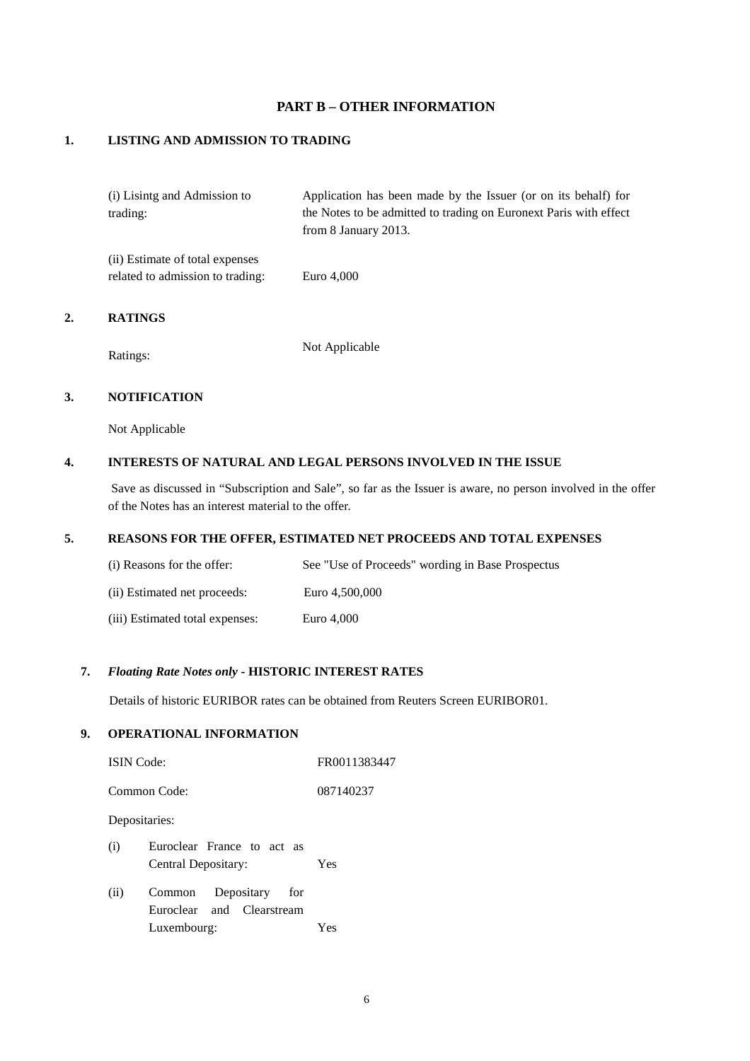# PART B – OTHER INFORMATION

## 1. LISTING AND ADMISSION TO TRADING

| | |
|---|---|
| (i) Lisintg and Admission to trading: | Application has been made by the Issuer (or on its behalf) for the Notes to be admitted to trading on Euronext Paris with effect from 8 January 2013. |
| (ii) Estimate of total expenses related to admission to trading: | Euro 4,000 |

## 2. RATINGS

| | |
|---|---|
| Ratings: | Not Applicable |

## 3. NOTIFICATION

Not Applicable

## 4. INTERESTS OF NATURAL AND LEGAL PERSONS INVOLVED IN THE ISSUE

Save as discussed in "Subscription and Sale", so far as the Issuer is aware, no person involved in the offer of the Notes has an interest material to the offer.

## 5. REASONS FOR THE OFFER, ESTIMATED NET PROCEEDS AND TOTAL EXPENSES

| | |
|---|---|
| (i) Reasons for the offer: | See "Use of Proceeds" wording in Base Prospectus |
| (ii) Estimated net proceeds: | Euro 4,500,000 |
| (iii) Estimated total expenses: | Euro 4,000 |

## 7. *Floating Rate Notes only* - HISTORIC INTEREST RATES

Details of historic EURIBOR rates can be obtained from Reuters Screen EURIBOR01.

## 9. OPERATIONAL INFORMATION

| | |
|---|---|
| ISIN Code: | FR0011383447 |
| Common Code: | 087140237 |
| Depositaries: | |
| (i) Euroclear France to act as Central Depositary: | Yes |
| (ii) Common Depositary for Euroclear and Clearstream Luxembourg: | Yes |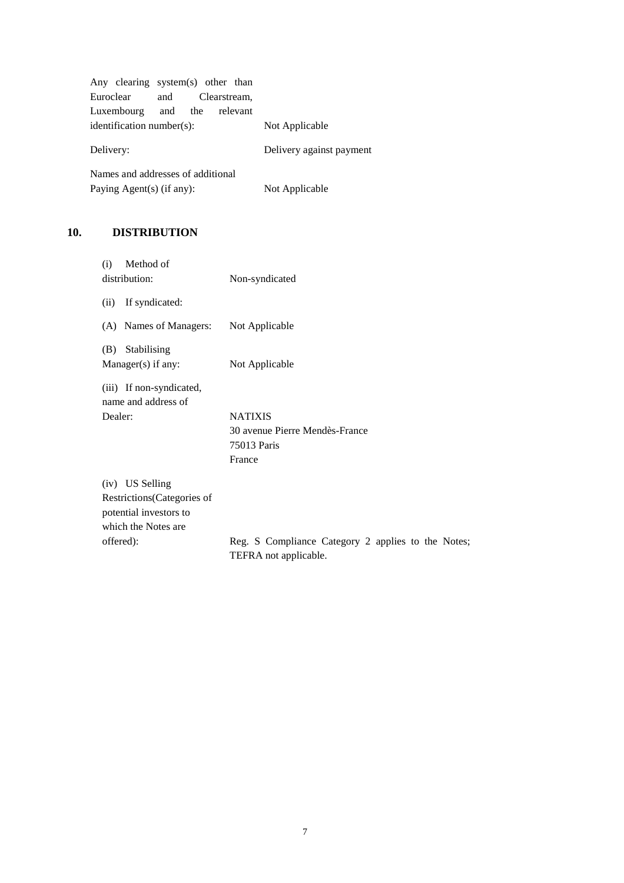| | |
|---|---|
| Any clearing system(s) other than Euroclear and Clearstream, Luxembourg and the relevant identification number(s): | Not Applicable |
| Delivery: | Delivery against payment |
| Names and addresses of additional Paying Agent(s) (if any): | Not Applicable |

## 10. DISTRIBUTION

| | |
|---|---|
| (i) Method of distribution: | Non-syndicated |
| (ii) If syndicated: | |
| (A) Names of Managers: | Not Applicable |
| (B) Stabilising Manager(s) if any: | Not Applicable |
| (iii) If non-syndicated, name and address of Dealer: | NATIXIS<br>30 avenue Pierre Mendès-France<br>75013 Paris<br>France |
| (iv) US Selling Restrictions(Categories of potential investors to which the Notes are offered): | Reg. S Compliance Category 2 applies to the Notes; TEFRA not applicable. |